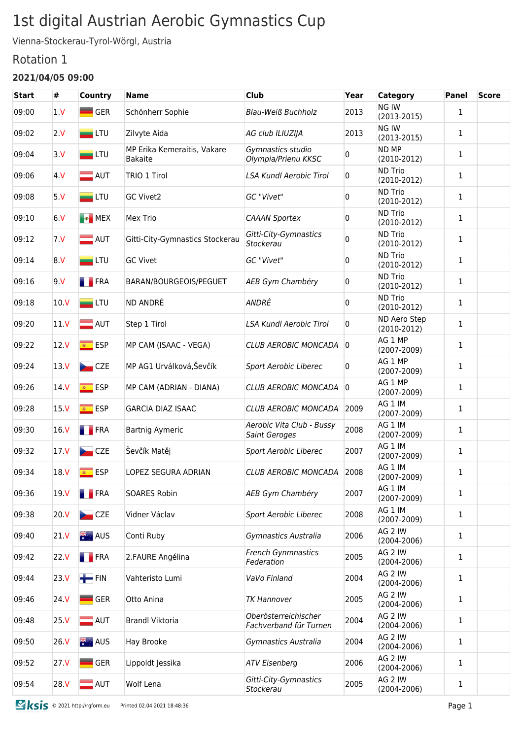# 1st digital Austrian Aerobic Gymnastics Cup

Vienna-Stockerau-Tyrol-Wörgl, Austria

## Rotation 1

### 2021/04/05 09:00

| Start | # | Country | Name | Club | Year | Category | Panel | Score |
|---|---|---|---|---|---|---|---|---|
| 09:00 | 1.V | GER | Schönherr Sophie | *Blau-Weiß Buchholz* | 2013 | NG IW (2013-2015) | 1 | |
| 09:02 | 2.V | LTU | Zilvyte Aida | *AG club ILIUZIJA* | 2013 | NG IW (2013-2015) | 1 | |
| 09:04 | 3.V | LTU | MP Erika Kemeraitis, Vakare Bakaite | *Gymnastics studio Olympia/Prienu KKSC* | 0 | ND MP (2010-2012) | 1 | |
| 09:06 | 4.V | AUT | TRIO 1 Tirol | *LSA Kundl Aerobic Tirol* | 0 | ND Trio (2010-2012) | 1 | |
| 09:08 | 5.V | LTU | GC Vivet2 | *GC "Vivet"* | 0 | ND Trio (2010-2012) | 1 | |
| 09:10 | 6.V | MEX | Mex Trio | *CAAAN Sportex* | 0 | ND Trio (2010-2012) | 1 | |
| 09:12 | 7.V | AUT | Gitti-City-Gymnastics Stockerau | *Gitti-City-Gymnastics Stockerau* | 0 | ND Trio (2010-2012) | 1 | |
| 09:14 | 8.V | LTU | GC Vivet | *GC "Vivet"* | 0 | ND Trio (2010-2012) | 1 | |
| 09:16 | 9.V | FRA | BARAN/BOURGEOIS/PEGUET | *AEB Gym Chambéry* | 0 | ND Trio (2010-2012) | 1 | |
| 09:18 | 10.V | LTU | ND ANDRĖ | *ANDRĖ* | 0 | ND Trio (2010-2012) | 1 | |
| 09:20 | 11.V | AUT | Step 1 Tirol | *LSA Kundl Aerobic Tirol* | 0 | ND Aero Step (2010-2012) | 1 | |
| 09:22 | 12.V | ESP | MP CAM (ISAAC - VEGA) | *CLUB AEROBIC MONCADA* | 0 | AG 1 MP (2007-2009) | 1 | |
| 09:24 | 13.V | CZE | MP AG1 Urválková,Ševčík | *Sport Aerobic Liberec* | 0 | AG 1 MP (2007-2009) | 1 | |
| 09:26 | 14.V | ESP | MP CAM (ADRIAN - DIANA) | *CLUB AEROBIC MONCADA* | 0 | AG 1 MP (2007-2009) | 1 | |
| 09:28 | 15.V | ESP | GARCIA DIAZ ISAAC | *CLUB AEROBIC MONCADA* | 2009 | AG 1 IM (2007-2009) | 1 | |
| 09:30 | 16.V | FRA | Bartnig Aymeric | *Aerobic Vita Club - Bussy Saint Geroges* | 2008 | AG 1 IM (2007-2009) | 1 | |
| 09:32 | 17.V | CZE | Ševčík Matěj | *Sport Aerobic Liberec* | 2007 | AG 1 IM (2007-2009) | 1 | |
| 09:34 | 18.V | ESP | LOPEZ SEGURA ADRIAN | *CLUB AEROBIC MONCADA* | 2008 | AG 1 IM (2007-2009) | 1 | |
| 09:36 | 19.V | FRA | SOARES Robin | *AEB Gym Chambéry* | 2007 | AG 1 IM (2007-2009) | 1 | |
| 09:38 | 20.V | CZE | Vidner Václav | *Sport Aerobic Liberec* | 2008 | AG 1 IM (2007-2009) | 1 | |
| 09:40 | 21.V | AUS | Conti Ruby | *Gymnastics Australia* | 2006 | AG 2 IW (2004-2006) | 1 | |
| 09:42 | 22.V | FRA | 2.FAURE Angélina | *French Gymnnastics Federation* | 2005 | AG 2 IW (2004-2006) | 1 | |
| 09:44 | 23.V | FIN | Vahteristo Lumi | *VaVo Finland* | 2004 | AG 2 IW (2004-2006) | 1 | |
| 09:46 | 24.V | GER | Otto Anina | *TK Hannover* | 2005 | AG 2 IW (2004-2006) | 1 | |
| 09:48 | 25.V | AUT | Brandl Viktoria | *Oberösterreichischer Fachverband für Turnen* | 2004 | AG 2 IW (2004-2006) | 1 | |
| 09:50 | 26.V | AUS | Hay Brooke | *Gymnastics Australia* | 2004 | AG 2 IW (2004-2006) | 1 | |
| 09:52 | 27.V | GER | Lippoldt Jessika | *ATV Eisenberg* | 2006 | AG 2 IW (2004-2006) | 1 | |
| 09:54 | 28.V | AUT | Wolf Lena | *Gitti-City-Gymnastics Stockerau* | 2005 | AG 2 IW (2004-2006) | 1 | |

© 2021 http://rgform.eu Printed 02.04.2021 18:48:36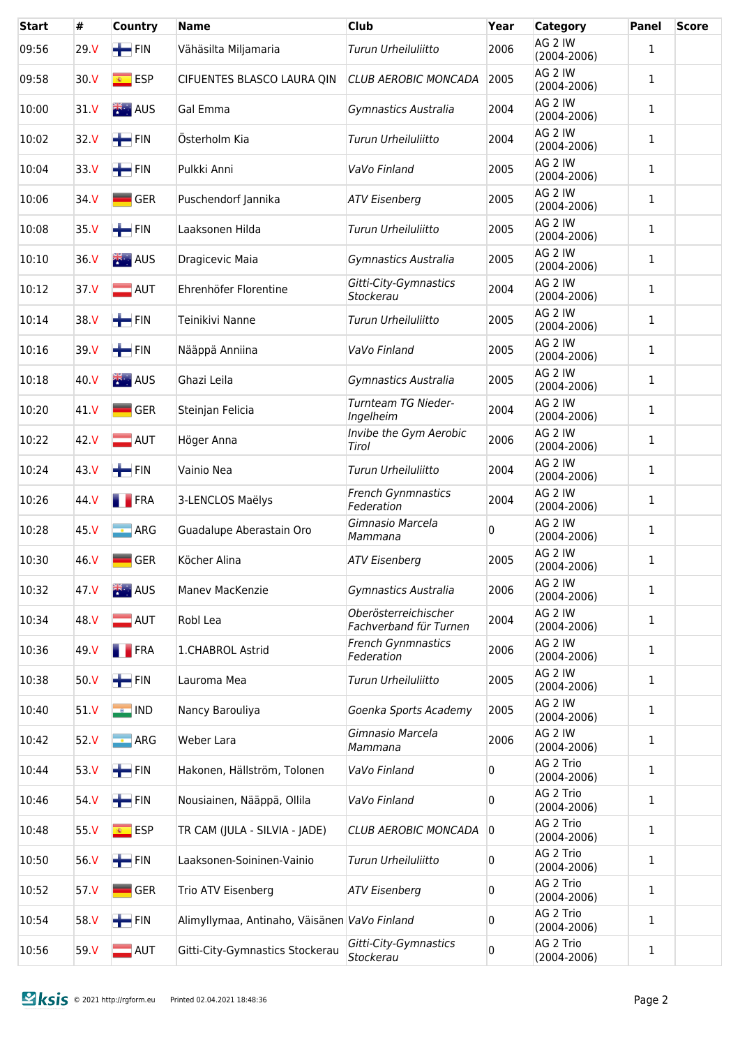| Start | # | Country | Name | Club | Year | Category | Panel | Score |
|---|---|---|---|---|---|---|---|---|
| 09:56 | 29.V | FIN | Vähäsilta Miljamaria | *Turun Urheiluliitto* | 2006 | AG 2 IW (2004-2006) | 1 | |
| 09:58 | 30.V | ESP | CIFUENTES BLASCO LAURA QIN | *CLUB AEROBIC MONCADA* | 2005 | AG 2 IW (2004-2006) | 1 | |
| 10:00 | 31.V | AUS | Gal Emma | *Gymnastics Australia* | 2004 | AG 2 IW (2004-2006) | 1 | |
| 10:02 | 32.V | FIN | Österholm Kia | *Turun Urheiluliitto* | 2004 | AG 2 IW (2004-2006) | 1 | |
| 10:04 | 33.V | FIN | Pulkki Anni | *VaVo Finland* | 2005 | AG 2 IW (2004-2006) | 1 | |
| 10:06 | 34.V | GER | Puschendorf Jannika | *ATV Eisenberg* | 2005 | AG 2 IW (2004-2006) | 1 | |
| 10:08 | 35.V | FIN | Laaksonen Hilda | *Turun Urheiluliitto* | 2005 | AG 2 IW (2004-2006) | 1 | |
| 10:10 | 36.V | AUS | Dragicevic Maia | *Gymnastics Australia* | 2005 | AG 2 IW (2004-2006) | 1 | |
| 10:12 | 37.V | AUT | Ehrenhöfer Florentine | *Gitti-City-Gymnastics Stockerau* | 2004 | AG 2 IW (2004-2006) | 1 | |
| 10:14 | 38.V | FIN | Teinikivi Nanne | *Turun Urheiluliitto* | 2005 | AG 2 IW (2004-2006) | 1 | |
| 10:16 | 39.V | FIN | Nääppä Anniina | *VaVo Finland* | 2005 | AG 2 IW (2004-2006) | 1 | |
| 10:18 | 40.V | AUS | Ghazi Leila | *Gymnastics Australia* | 2005 | AG 2 IW (2004-2006) | 1 | |
| 10:20 | 41.V | GER | Steinjan Felicia | *Turnteam TG Nieder-Ingelheim* | 2004 | AG 2 IW (2004-2006) | 1 | |
| 10:22 | 42.V | AUT | Höger Anna | *Invibe the Gym Aerobic Tirol* | 2006 | AG 2 IW (2004-2006) | 1 | |
| 10:24 | 43.V | FIN | Vainio Nea | *Turun Urheiluliitto* | 2004 | AG 2 IW (2004-2006) | 1 | |
| 10:26 | 44.V | FRA | 3-LENCLOS Maëlys | *French Gynmnastics Federation* | 2004 | AG 2 IW (2004-2006) | 1 | |
| 10:28 | 45.V | ARG | Guadalupe Aberastain Oro | *Gimnasio Marcela Mammana* | 0 | AG 2 IW (2004-2006) | 1 | |
| 10:30 | 46.V | GER | Köcher Alina | *ATV Eisenberg* | 2005 | AG 2 IW (2004-2006) | 1 | |
| 10:32 | 47.V | AUS | Manev MacKenzie | *Gymnastics Australia* | 2006 | AG 2 IW (2004-2006) | 1 | |
| 10:34 | 48.V | AUT | Robl Lea | *Oberösterreichischer Fachverband für Turnen* | 2004 | AG 2 IW (2004-2006) | 1 | |
| 10:36 | 49.V | FRA | 1.CHABROL Astrid | *French Gynmnastics Federation* | 2006 | AG 2 IW (2004-2006) | 1 | |
| 10:38 | 50.V | FIN | Lauroma Mea | *Turun Urheiluliitto* | 2005 | AG 2 IW (2004-2006) | 1 | |
| 10:40 | 51.V | IND | Nancy Barouliya | *Goenka Sports Academy* | 2005 | AG 2 IW (2004-2006) | 1 | |
| 10:42 | 52.V | ARG | Weber Lara | *Gimnasio Marcela Mammana* | 2006 | AG 2 IW (2004-2006) | 1 | |
| 10:44 | 53.V | FIN | Hakonen, Hällström, Tolonen | *VaVo Finland* | 0 | AG 2 Trio (2004-2006) | 1 | |
| 10:46 | 54.V | FIN | Nousiainen, Nääppä, Ollila | *VaVo Finland* | 0 | AG 2 Trio (2004-2006) | 1 | |
| 10:48 | 55.V | ESP | TR CAM (JULA - SILVIA - JADE) | *CLUB AEROBIC MONCADA* | 0 | AG 2 Trio (2004-2006) | 1 | |
| 10:50 | 56.V | FIN | Laaksonen-Soininen-Vainio | *Turun Urheiluliitto* | 0 | AG 2 Trio (2004-2006) | 1 | |
| 10:52 | 57.V | GER | Trio ATV Eisenberg | *ATV Eisenberg* | 0 | AG 2 Trio (2004-2006) | 1 | |
| 10:54 | 58.V | FIN | Alimyllymaa, Antinaho, Väisänen | *VaVo Finland* | 0 | AG 2 Trio (2004-2006) | 1 | |
| 10:56 | 59.V | AUT | Gitti-City-Gymnastics Stockerau | *Gitti-City-Gymnastics Stockerau* | 0 | AG 2 Trio (2004-2006) | 1 | |

© 2021 http://rgform.eu Printed 02.04.2021 18:48:36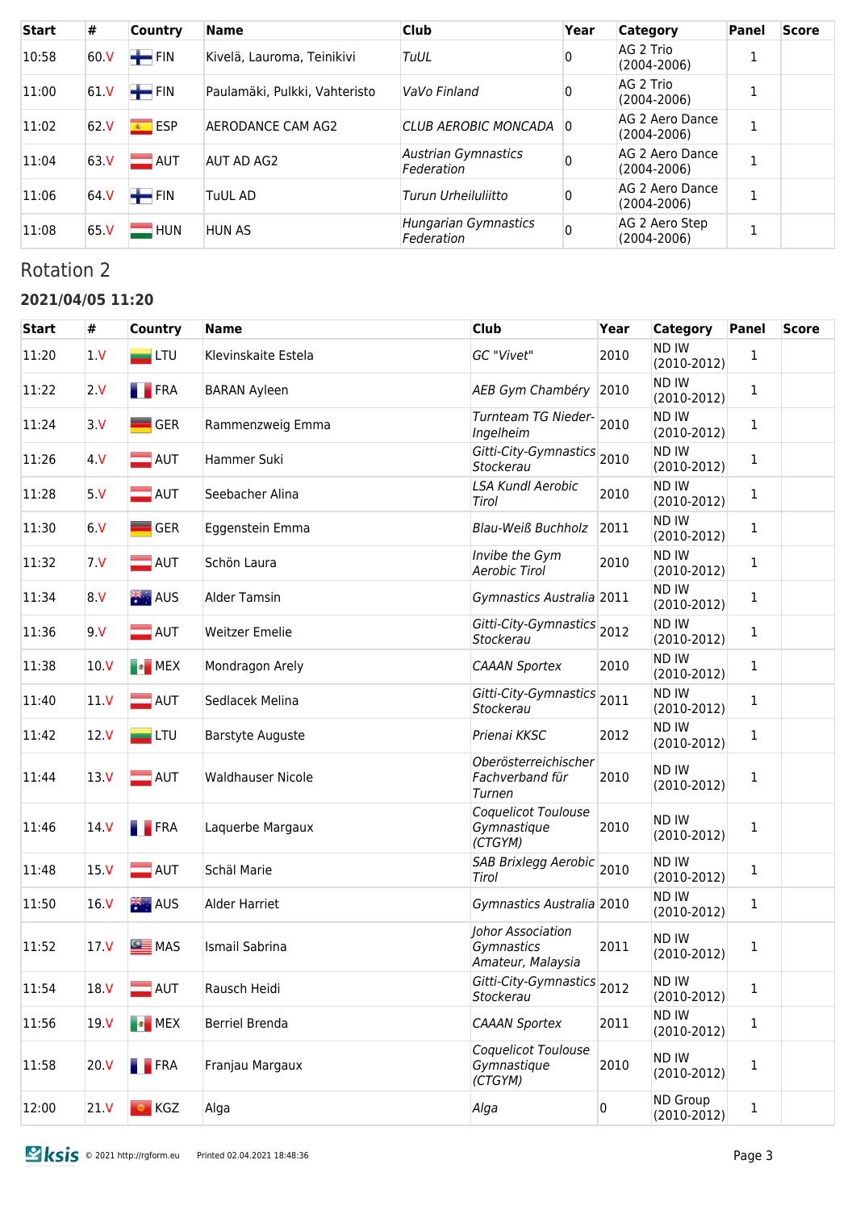| Start | # | Country | Name | Club | Year | Category | Panel | Score |
|---|---|---|---|---|---|---|---|---|
| 10:58 | 60.V | FIN | Kivelä, Lauroma, Teinikivi | *TuUL* | 0 | AG 2 Trio (2004-2006) | 1 | |
| 11:00 | 61.V | FIN | Paulamäki, Pulkki, Vahteristo | *VaVo Finland* | 0 | AG 2 Trio (2004-2006) | 1 | |
| 11:02 | 62.V | ESP | AERODANCE CAM AG2 | *CLUB AEROBIC MONCADA* | 0 | AG 2 Aero Dance (2004-2006) | 1 | |
| 11:04 | 63.V | AUT | AUT AD AG2 | *Austrian Gymnastics Federation* | 0 | AG 2 Aero Dance (2004-2006) | 1 | |
| 11:06 | 64.V | FIN | TuUL AD | *Turun Urheiluliitto* | 0 | AG 2 Aero Dance (2004-2006) | 1 | |
| 11:08 | 65.V | HUN | HUN AS | *Hungarian Gymnastics Federation* | 0 | AG 2 Aero Step (2004-2006) | 1 | |

## Rotation 2

### 2021/04/05 11:20

| Start | # | Country | Name | Club | Year | Category | Panel | Score |
|---|---|---|---|---|---|---|---|---|
| 11:20 | 1.V | LTU | Klevinskaite Estela | *GC "Vivet"* | 2010 | ND IW (2010-2012) | 1 | |
| 11:22 | 2.V | FRA | BARAN Ayleen | *AEB Gym Chambéry* | 2010 | ND IW (2010-2012) | 1 | |
| 11:24 | 3.V | GER | Rammenzweig Emma | *Turnteam TG Nieder-Ingelheim* | 2010 | ND IW (2010-2012) | 1 | |
| 11:26 | 4.V | AUT | Hammer Suki | *Gitti-City-Gymnastics Stockerau* | 2010 | ND IW (2010-2012) | 1 | |
| 11:28 | 5.V | AUT | Seebacher Alina | *LSA Kundl Aerobic Tirol* | 2010 | ND IW (2010-2012) | 1 | |
| 11:30 | 6.V | GER | Eggenstein Emma | *Blau-Weiß Buchholz* | 2011 | ND IW (2010-2012) | 1 | |
| 11:32 | 7.V | AUT | Schön Laura | *Invibe the Gym Aerobic Tirol* | 2010 | ND IW (2010-2012) | 1 | |
| 11:34 | 8.V | AUS | Alder Tamsin | *Gymnastics Australia* | 2011 | ND IW (2010-2012) | 1 | |
| 11:36 | 9.V | AUT | Weitzer Emelie | *Gitti-City-Gymnastics Stockerau* | 2012 | ND IW (2010-2012) | 1 | |
| 11:38 | 10.V | MEX | Mondragon Arely | *CAAAN Sportex* | 2010 | ND IW (2010-2012) | 1 | |
| 11:40 | 11.V | AUT | Sedlacek Melina | *Gitti-City-Gymnastics Stockerau* | 2011 | ND IW (2010-2012) | 1 | |
| 11:42 | 12.V | LTU | Barstyte Auguste | *Prienai KKSC* | 2012 | ND IW (2010-2012) | 1 | |
| 11:44 | 13.V | AUT | Waldhauser Nicole | *Oberösterreichischer Fachverband für Turnen* | 2010 | ND IW (2010-2012) | 1 | |
| 11:46 | 14.V | FRA | Laquerbe Margaux | *Coquelicot Toulouse Gymnastique (CTGYM)* | 2010 | ND IW (2010-2012) | 1 | |
| 11:48 | 15.V | AUT | Schäl Marie | *SAB Brixlegg Aerobic Tirol* | 2010 | ND IW (2010-2012) | 1 | |
| 11:50 | 16.V | AUS | Alder Harriet | *Gymnastics Australia* | 2010 | ND IW (2010-2012) | 1 | |
| 11:52 | 17.V | MAS | Ismail Sabrina | *Johor Association Gymnastics Amateur, Malaysia* | 2011 | ND IW (2010-2012) | 1 | |
| 11:54 | 18.V | AUT | Rausch Heidi | *Gitti-City-Gymnastics Stockerau* | 2012 | ND IW (2010-2012) | 1 | |
| 11:56 | 19.V | MEX | Berriel Brenda | *CAAAN Sportex* | 2011 | ND IW (2010-2012) | 1 | |
| 11:58 | 20.V | FRA | Franjau Margaux | *Coquelicot Toulouse Gymnastique (CTGYM)* | 2010 | ND IW (2010-2012) | 1 | |
| 12:00 | 21.V | KGZ | Alga | *Alga* | 0 | ND Group (2010-2012) | 1 | |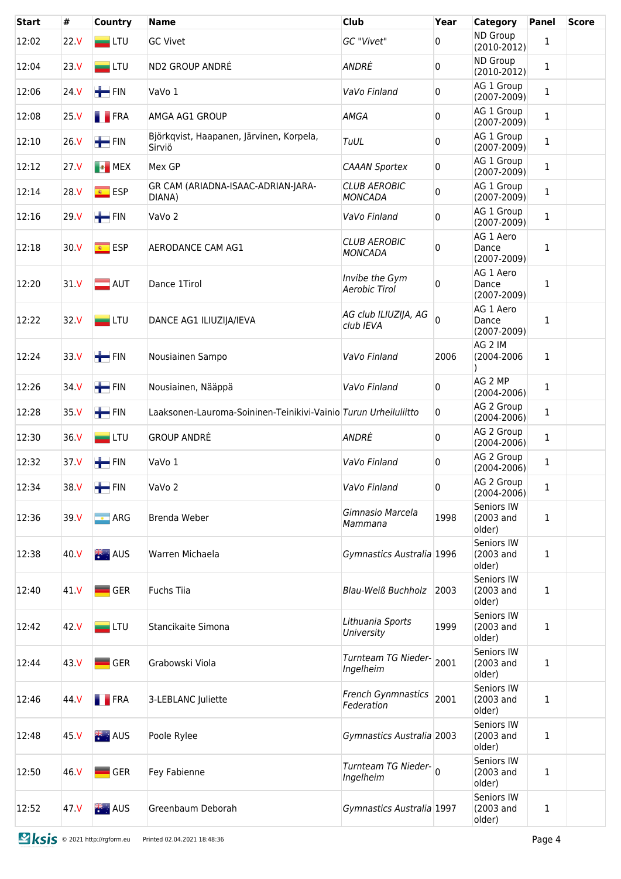| Start | # | Country | Name | Club | Year | Category | Panel | Score |
|---|---|---|---|---|---|---|---|---|
| 12:02 | 22.V | LTU | GC Vivet | *GC "Vivet"* | 0 | ND Group (2010-2012) | 1 | |
| 12:04 | 23.V | LTU | ND2 GROUP ANDRĖ | *ANDRĖ* | 0 | ND Group (2010-2012) | 1 | |
| 12:06 | 24.V | FIN | VaVo 1 | *VaVo Finland* | 0 | AG 1 Group (2007-2009) | 1 | |
| 12:08 | 25.V | FRA | AMGA AG1 GROUP | *AMGA* | 0 | AG 1 Group (2007-2009) | 1 | |
| 12:10 | 26.V | FIN | Björkqvist, Haapanen, Järvinen, Korpela, Sirviö | *TuUL* | 0 | AG 1 Group (2007-2009) | 1 | |
| 12:12 | 27.V | MEX | Mex GP | *CAAAN Sportex* | 0 | AG 1 Group (2007-2009) | 1 | |
| 12:14 | 28.V | ESP | GR CAM (ARIADNA-ISAAC-ADRIAN-JARA-DIANA) | *CLUB AEROBIC MONCADA* | 0 | AG 1 Group (2007-2009) | 1 | |
| 12:16 | 29.V | FIN | VaVo 2 | *VaVo Finland* | 0 | AG 1 Group (2007-2009) | 1 | |
| 12:18 | 30.V | ESP | AERODANCE CAM AG1 | *CLUB AEROBIC MONCADA* | 0 | AG 1 Aero Dance (2007-2009) | 1 | |
| 12:20 | 31.V | AUT | Dance 1Tirol | *Invibe the Gym Aerobic Tirol* | 0 | AG 1 Aero Dance (2007-2009) | 1 | |
| 12:22 | 32.V | LTU | DANCE AG1 ILIUZIJA/IEVA | *AG club ILIUZIJA, AG club IEVA* | 0 | AG 1 Aero Dance (2007-2009) | 1 | |
| 12:24 | 33.V | FIN | Nousiainen Sampo | *VaVo Finland* | 2006 | AG 2 IM (2004-2006 ) | 1 | |
| 12:26 | 34.V | FIN | Nousiainen, Nääppä | *VaVo Finland* | 0 | AG 2 MP (2004-2006) | 1 | |
| 12:28 | 35.V | FIN | Laaksonen-Lauroma-Soininen-Teinikivi-Vainio | *Turun Urheiluliitto* | 0 | AG 2 Group (2004-2006) | 1 | |
| 12:30 | 36.V | LTU | GROUP ANDRĖ | *ANDRĖ* | 0 | AG 2 Group (2004-2006) | 1 | |
| 12:32 | 37.V | FIN | VaVo 1 | *VaVo Finland* | 0 | AG 2 Group (2004-2006) | 1 | |
| 12:34 | 38.V | FIN | VaVo 2 | *VaVo Finland* | 0 | AG 2 Group (2004-2006) | 1 | |
| 12:36 | 39.V | ARG | Brenda Weber | *Gimnasio Marcela Mammana* | 1998 | Seniors IW (2003 and older) | 1 | |
| 12:38 | 40.V | AUS | Warren Michaela | *Gymnastics Australia* | 1996 | Seniors IW (2003 and older) | 1 | |
| 12:40 | 41.V | GER | Fuchs Tiia | *Blau-Weiß Buchholz* | 2003 | Seniors IW (2003 and older) | 1 | |
| 12:42 | 42.V | LTU | Stancikaite Simona | *Lithuania Sports University* | 1999 | Seniors IW (2003 and older) | 1 | |
| 12:44 | 43.V | GER | Grabowski Viola | *Turnteam TG Nieder-Ingelheim* | 2001 | Seniors IW (2003 and older) | 1 | |
| 12:46 | 44.V | FRA | 3-LEBLANC Juliette | *French Gynmnastics Federation* | 2001 | Seniors IW (2003 and older) | 1 | |
| 12:48 | 45.V | AUS | Poole Rylee | *Gymnastics Australia* | 2003 | Seniors IW (2003 and older) | 1 | |
| 12:50 | 46.V | GER | Fey Fabienne | *Turnteam TG Nieder-Ingelheim* | 0 | Seniors IW (2003 and older) | 1 | |
| 12:52 | 47.V | AUS | Greenbaum Deborah | *Gymnastics Australia* | 1997 | Seniors IW (2003 and older) | 1 | |

© 2021 http://rgform.eu Printed 02.04.2021 18:48:36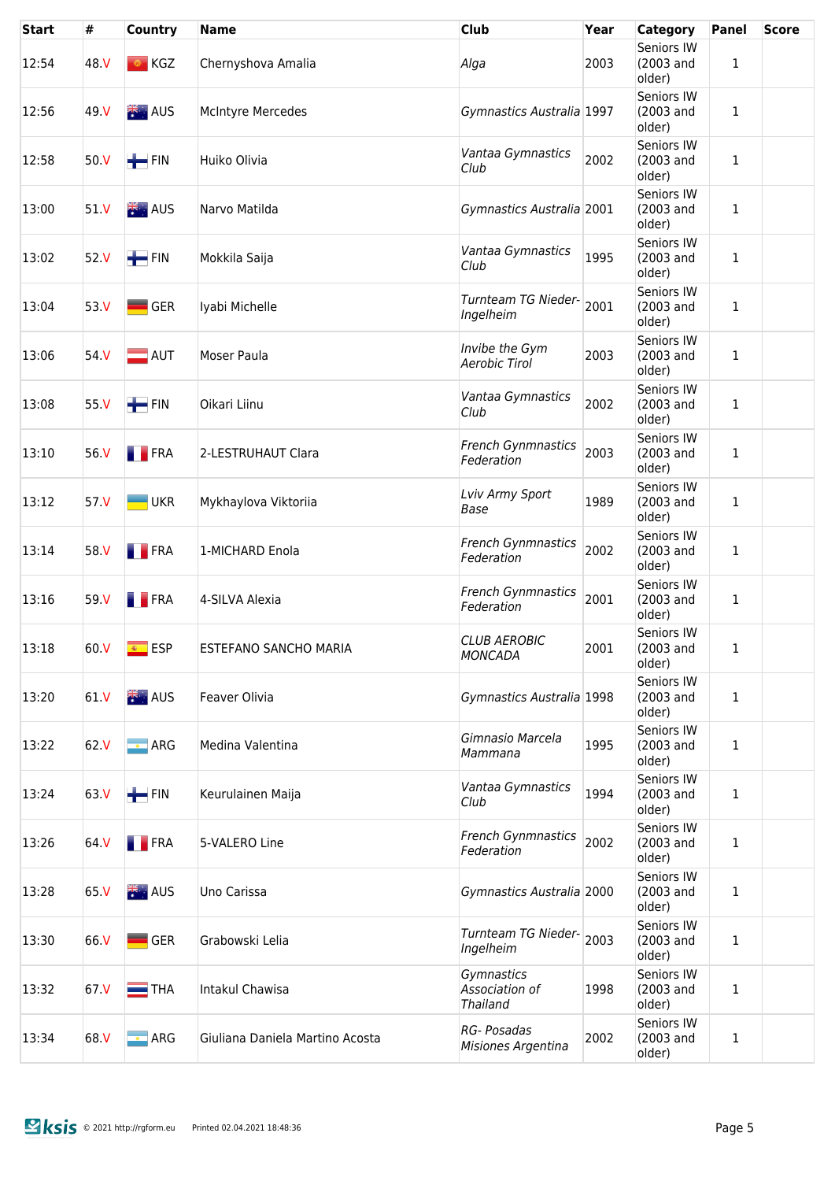| Start | # | Country | Name | Club | Year | Category | Panel | Score |
|---|---|---|---|---|---|---|---|---|
| 12:54 | 48.V | KGZ | Chernyshova Amalia | *Alga* | 2003 | Seniors IW (2003 and older) | 1 | |
| 12:56 | 49.V | AUS | McIntyre Mercedes | *Gymnastics Australia* | 1997 | Seniors IW (2003 and older) | 1 | |
| 12:58 | 50.V | FIN | Huiko Olivia | *Vantaa Gymnastics Club* | 2002 | Seniors IW (2003 and older) | 1 | |
| 13:00 | 51.V | AUS | Narvo Matilda | *Gymnastics Australia* | 2001 | Seniors IW (2003 and older) | 1 | |
| 13:02 | 52.V | FIN | Mokkila Saija | *Vantaa Gymnastics Club* | 1995 | Seniors IW (2003 and older) | 1 | |
| 13:04 | 53.V | GER | Iyabi Michelle | *Turnteam TG Nieder-Ingelheim* | 2001 | Seniors IW (2003 and older) | 1 | |
| 13:06 | 54.V | AUT | Moser Paula | *Invibe the Gym Aerobic Tirol* | 2003 | Seniors IW (2003 and older) | 1 | |
| 13:08 | 55.V | FIN | Oikari Liinu | *Vantaa Gymnastics Club* | 2002 | Seniors IW (2003 and older) | 1 | |
| 13:10 | 56.V | FRA | 2-LESTRUHAUT Clara | *French Gynmnastics Federation* | 2003 | Seniors IW (2003 and older) | 1 | |
| 13:12 | 57.V | UKR | Mykhaylova Viktoriia | *Lviv Army Sport Base* | 1989 | Seniors IW (2003 and older) | 1 | |
| 13:14 | 58.V | FRA | 1-MICHARD Enola | *French Gynmnastics Federation* | 2002 | Seniors IW (2003 and older) | 1 | |
| 13:16 | 59.V | FRA | 4-SILVA Alexia | *French Gynmnastics Federation* | 2001 | Seniors IW (2003 and older) | 1 | |
| 13:18 | 60.V | ESP | ESTEFANO SANCHO MARIA | *CLUB AEROBIC MONCADA* | 2001 | Seniors IW (2003 and older) | 1 | |
| 13:20 | 61.V | AUS | Feaver Olivia | *Gymnastics Australia* | 1998 | Seniors IW (2003 and older) | 1 | |
| 13:22 | 62.V | ARG | Medina Valentina | *Gimnasio Marcela Mammana* | 1995 | Seniors IW (2003 and older) | 1 | |
| 13:24 | 63.V | FIN | Keurulainen Maija | *Vantaa Gymnastics Club* | 1994 | Seniors IW (2003 and older) | 1 | |
| 13:26 | 64.V | FRA | 5-VALERO Line | *French Gynmnastics Federation* | 2002 | Seniors IW (2003 and older) | 1 | |
| 13:28 | 65.V | AUS | Uno Carissa | *Gymnastics Australia* | 2000 | Seniors IW (2003 and older) | 1 | |
| 13:30 | 66.V | GER | Grabowski Lelia | *Turnteam TG Nieder-Ingelheim* | 2003 | Seniors IW (2003 and older) | 1 | |
| 13:32 | 67.V | THA | Intakul Chawisa | *Gymnastics Association of Thailand* | 1998 | Seniors IW (2003 and older) | 1 | |
| 13:34 | 68.V | ARG | Giuliana Daniela Martino Acosta | *RG- Posadas Misiones Argentina* | 2002 | Seniors IW (2003 and older) | 1 | |

© 2021 http://rgform.eu Printed 02.04.2021 18:48:36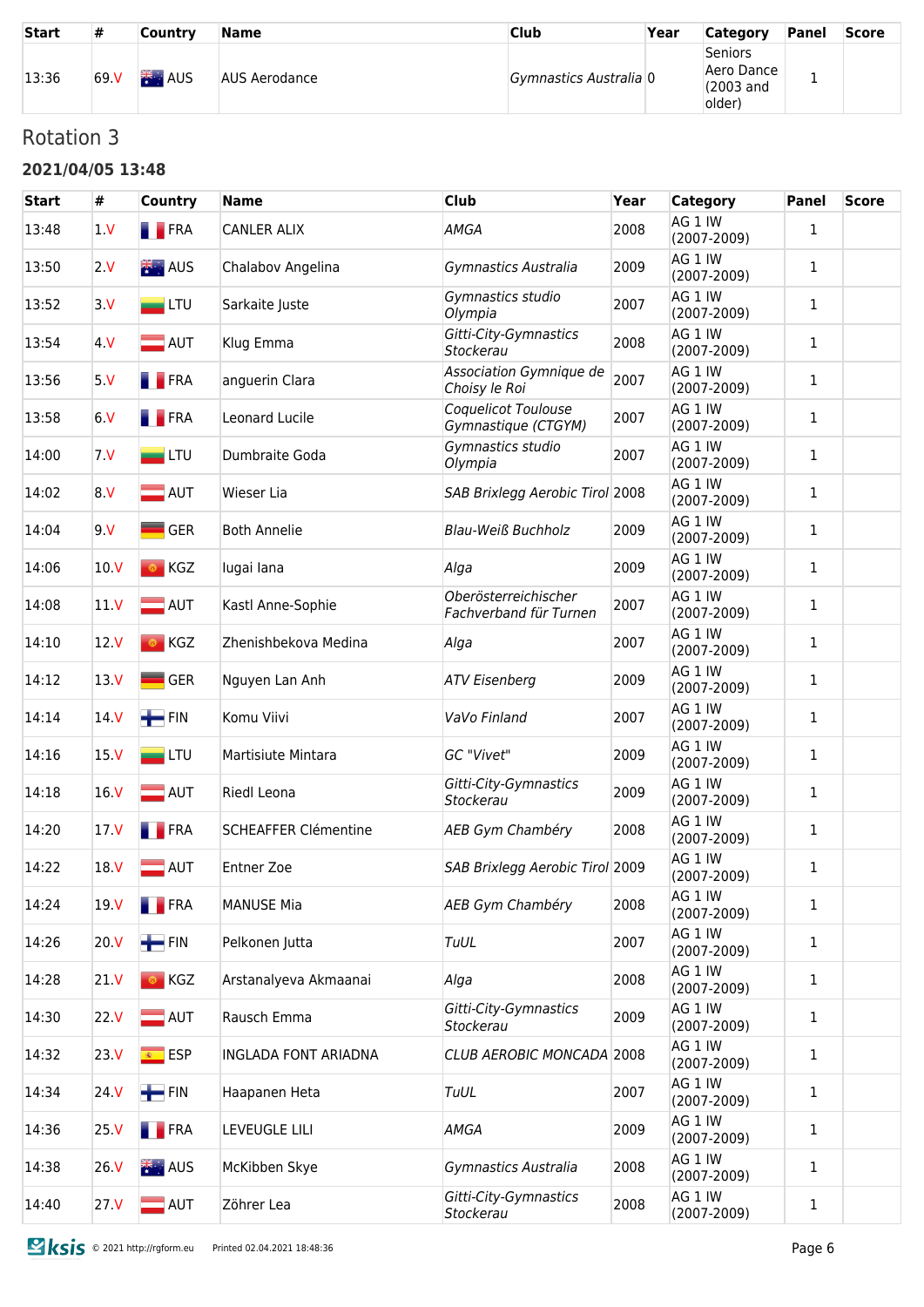| Start | # | Country | Name | Club | Year | Category | Panel | Score |
|---|---|---|---|---|---|---|---|---|
| 13:36 | 69.V | AUS | AUS Aerodance | *Gymnastics Australia* | 0 | Seniors Aero Dance (2003 and older) | 1 | |

## Rotation 3

### 2021/04/05 13:48

| Start | # | Country | Name | Club | Year | Category | Panel | Score |
|---|---|---|---|---|---|---|---|---|
| 13:48 | 1.V | FRA | CANLER ALIX | *AMGA* | 2008 | AG 1 IW (2007-2009) | 1 | |
| 13:50 | 2.V | AUS | Chalabov Angelina | *Gymnastics Australia* | 2009 | AG 1 IW (2007-2009) | 1 | |
| 13:52 | 3.V | LTU | Sarkaite Juste | *Gymnastics studio Olympia* | 2007 | AG 1 IW (2007-2009) | 1 | |
| 13:54 | 4.V | AUT | Klug Emma | *Gitti-City-Gymnastics Stockerau* | 2008 | AG 1 IW (2007-2009) | 1 | |
| 13:56 | 5.V | FRA | anguerin Clara | *Association Gymnique de Choisy le Roi* | 2007 | AG 1 IW (2007-2009) | 1 | |
| 13:58 | 6.V | FRA | Leonard Lucile | *Coquelicot Toulouse Gymnastique (CTGYM)* | 2007 | AG 1 IW (2007-2009) | 1 | |
| 14:00 | 7.V | LTU | Dumbraite Goda | *Gymnastics studio Olympia* | 2007 | AG 1 IW (2007-2009) | 1 | |
| 14:02 | 8.V | AUT | Wieser Lia | *SAB Brixlegg Aerobic Tirol* | 2008 | AG 1 IW (2007-2009) | 1 | |
| 14:04 | 9.V | GER | Both Annelie | *Blau-Weiß Buchholz* | 2009 | AG 1 IW (2007-2009) | 1 | |
| 14:06 | 10.V | KGZ | Iugai Iana | *Alga* | 2009 | AG 1 IW (2007-2009) | 1 | |
| 14:08 | 11.V | AUT | Kastl Anne-Sophie | *Oberösterreichischer Fachverband für Turnen* | 2007 | AG 1 IW (2007-2009) | 1 | |
| 14:10 | 12.V | KGZ | Zhenishbekova Medina | *Alga* | 2007 | AG 1 IW (2007-2009) | 1 | |
| 14:12 | 13.V | GER | Nguyen Lan Anh | *ATV Eisenberg* | 2009 | AG 1 IW (2007-2009) | 1 | |
| 14:14 | 14.V | FIN | Komu Viivi | *VaVo Finland* | 2007 | AG 1 IW (2007-2009) | 1 | |
| 14:16 | 15.V | LTU | Martisiute Mintara | *GC "Vivet"* | 2009 | AG 1 IW (2007-2009) | 1 | |
| 14:18 | 16.V | AUT | Riedl Leona | *Gitti-City-Gymnastics Stockerau* | 2009 | AG 1 IW (2007-2009) | 1 | |
| 14:20 | 17.V | FRA | SCHEAFFER Clémentine | *AEB Gym Chambéry* | 2008 | AG 1 IW (2007-2009) | 1 | |
| 14:22 | 18.V | AUT | Entner Zoe | *SAB Brixlegg Aerobic Tirol* | 2009 | AG 1 IW (2007-2009) | 1 | |
| 14:24 | 19.V | FRA | MANUSE Mia | *AEB Gym Chambéry* | 2008 | AG 1 IW (2007-2009) | 1 | |
| 14:26 | 20.V | FIN | Pelkonen Jutta | *TuUL* | 2007 | AG 1 IW (2007-2009) | 1 | |
| 14:28 | 21.V | KGZ | Arstanalyeva Akmaanai | *Alga* | 2008 | AG 1 IW (2007-2009) | 1 | |
| 14:30 | 22.V | AUT | Rausch Emma | *Gitti-City-Gymnastics Stockerau* | 2009 | AG 1 IW (2007-2009) | 1 | |
| 14:32 | 23.V | ESP | INGLADA FONT ARIADNA | *CLUB AEROBIC MONCADA* | 2008 | AG 1 IW (2007-2009) | 1 | |
| 14:34 | 24.V | FIN | Haapanen Heta | *TuUL* | 2007 | AG 1 IW (2007-2009) | 1 | |
| 14:36 | 25.V | FRA | LEVEUGLE LILI | *AMGA* | 2009 | AG 1 IW (2007-2009) | 1 | |
| 14:38 | 26.V | AUS | McKibben Skye | *Gymnastics Australia* | 2008 | AG 1 IW (2007-2009) | 1 | |
| 14:40 | 27.V | AUT | Zöhrer Lea | *Gitti-City-Gymnastics Stockerau* | 2008 | AG 1 IW (2007-2009) | 1 | |

© 2021 http://rgform.eu Printed 02.04.2021 18:48:36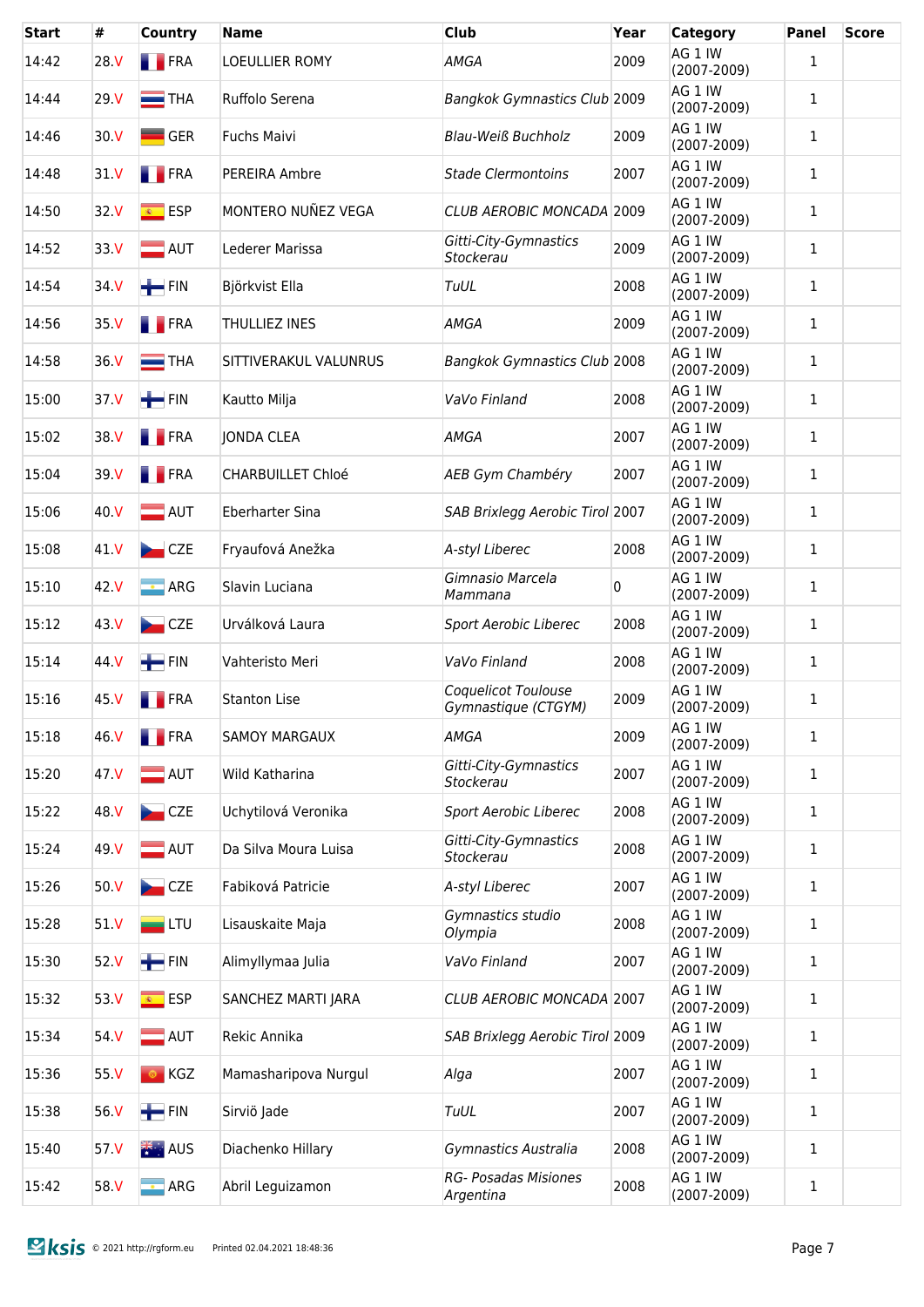| Start | # | Country | Name | Club | Year | Category | Panel | Score |
|---|---|---|---|---|---|---|---|---|
| 14:42 | 28.V | FRA | LOEULLIER ROMY | *AMGA* | 2009 | AG 1 IW (2007-2009) | 1 | |
| 14:44 | 29.V | THA | Ruffolo Serena | *Bangkok Gymnastics Club* | 2009 | AG 1 IW (2007-2009) | 1 | |
| 14:46 | 30.V | GER | Fuchs Maivi | *Blau-Weiß Buchholz* | 2009 | AG 1 IW (2007-2009) | 1 | |
| 14:48 | 31.V | FRA | PEREIRA Ambre | *Stade Clermontoins* | 2007 | AG 1 IW (2007-2009) | 1 | |
| 14:50 | 32.V | ESP | MONTERO NUÑEZ VEGA | *CLUB AEROBIC MONCADA* | 2009 | AG 1 IW (2007-2009) | 1 | |
| 14:52 | 33.V | AUT | Lederer Marissa | *Gitti-City-Gymnastics Stockerau* | 2009 | AG 1 IW (2007-2009) | 1 | |
| 14:54 | 34.V | FIN | Björkvist Ella | *TuUL* | 2008 | AG 1 IW (2007-2009) | 1 | |
| 14:56 | 35.V | FRA | THULLIEZ INES | *AMGA* | 2009 | AG 1 IW (2007-2009) | 1 | |
| 14:58 | 36.V | THA | SITTIVERAKUL VALUNRUS | *Bangkok Gymnastics Club* | 2008 | AG 1 IW (2007-2009) | 1 | |
| 15:00 | 37.V | FIN | Kautto Milja | *VaVo Finland* | 2008 | AG 1 IW (2007-2009) | 1 | |
| 15:02 | 38.V | FRA | JONDA CLEA | *AMGA* | 2007 | AG 1 IW (2007-2009) | 1 | |
| 15:04 | 39.V | FRA | CHARBUILLET Chloé | *AEB Gym Chambéry* | 2007 | AG 1 IW (2007-2009) | 1 | |
| 15:06 | 40.V | AUT | Eberharter Sina | *SAB Brixlegg Aerobic Tirol* | 2007 | AG 1 IW (2007-2009) | 1 | |
| 15:08 | 41.V | CZE | Fryaufová Anežka | *A-styl Liberec* | 2008 | AG 1 IW (2007-2009) | 1 | |
| 15:10 | 42.V | ARG | Slavin Luciana | *Gimnasio Marcela Mammana* | 0 | AG 1 IW (2007-2009) | 1 | |
| 15:12 | 43.V | CZE | Urválková Laura | *Sport Aerobic Liberec* | 2008 | AG 1 IW (2007-2009) | 1 | |
| 15:14 | 44.V | FIN | Vahteristo Meri | *VaVo Finland* | 2008 | AG 1 IW (2007-2009) | 1 | |
| 15:16 | 45.V | FRA | Stanton Lise | *Coquelicot Toulouse Gymnastique (CTGYM)* | 2009 | AG 1 IW (2007-2009) | 1 | |
| 15:18 | 46.V | FRA | SAMOY MARGAUX | *AMGA* | 2009 | AG 1 IW (2007-2009) | 1 | |
| 15:20 | 47.V | AUT | Wild Katharina | *Gitti-City-Gymnastics Stockerau* | 2007 | AG 1 IW (2007-2009) | 1 | |
| 15:22 | 48.V | CZE | Uchytilová Veronika | *Sport Aerobic Liberec* | 2008 | AG 1 IW (2007-2009) | 1 | |
| 15:24 | 49.V | AUT | Da Silva Moura Luisa | *Gitti-City-Gymnastics Stockerau* | 2008 | AG 1 IW (2007-2009) | 1 | |
| 15:26 | 50.V | CZE | Fabiková Patricie | *A-styl Liberec* | 2007 | AG 1 IW (2007-2009) | 1 | |
| 15:28 | 51.V | LTU | Lisauskaite Maja | *Gymnastics studio Olympia* | 2008 | AG 1 IW (2007-2009) | 1 | |
| 15:30 | 52.V | FIN | Alimyllymaa Julia | *VaVo Finland* | 2007 | AG 1 IW (2007-2009) | 1 | |
| 15:32 | 53.V | ESP | SANCHEZ MARTI JARA | *CLUB AEROBIC MONCADA* | 2007 | AG 1 IW (2007-2009) | 1 | |
| 15:34 | 54.V | AUT | Rekic Annika | *SAB Brixlegg Aerobic Tirol* | 2009 | AG 1 IW (2007-2009) | 1 | |
| 15:36 | 55.V | KGZ | Mamasharipova Nurgul | *Alga* | 2007 | AG 1 IW (2007-2009) | 1 | |
| 15:38 | 56.V | FIN | Sirviö Jade | *TuUL* | 2007 | AG 1 IW (2007-2009) | 1 | |
| 15:40 | 57.V | AUS | Diachenko Hillary | *Gymnastics Australia* | 2008 | AG 1 IW (2007-2009) | 1 | |
| 15:42 | 58.V | ARG | Abril Leguizamon | *RG- Posadas Misiones Argentina* | 2008 | AG 1 IW (2007-2009) | 1 | |

© 2021 http://rgform.eu Printed 02.04.2021 18:48:36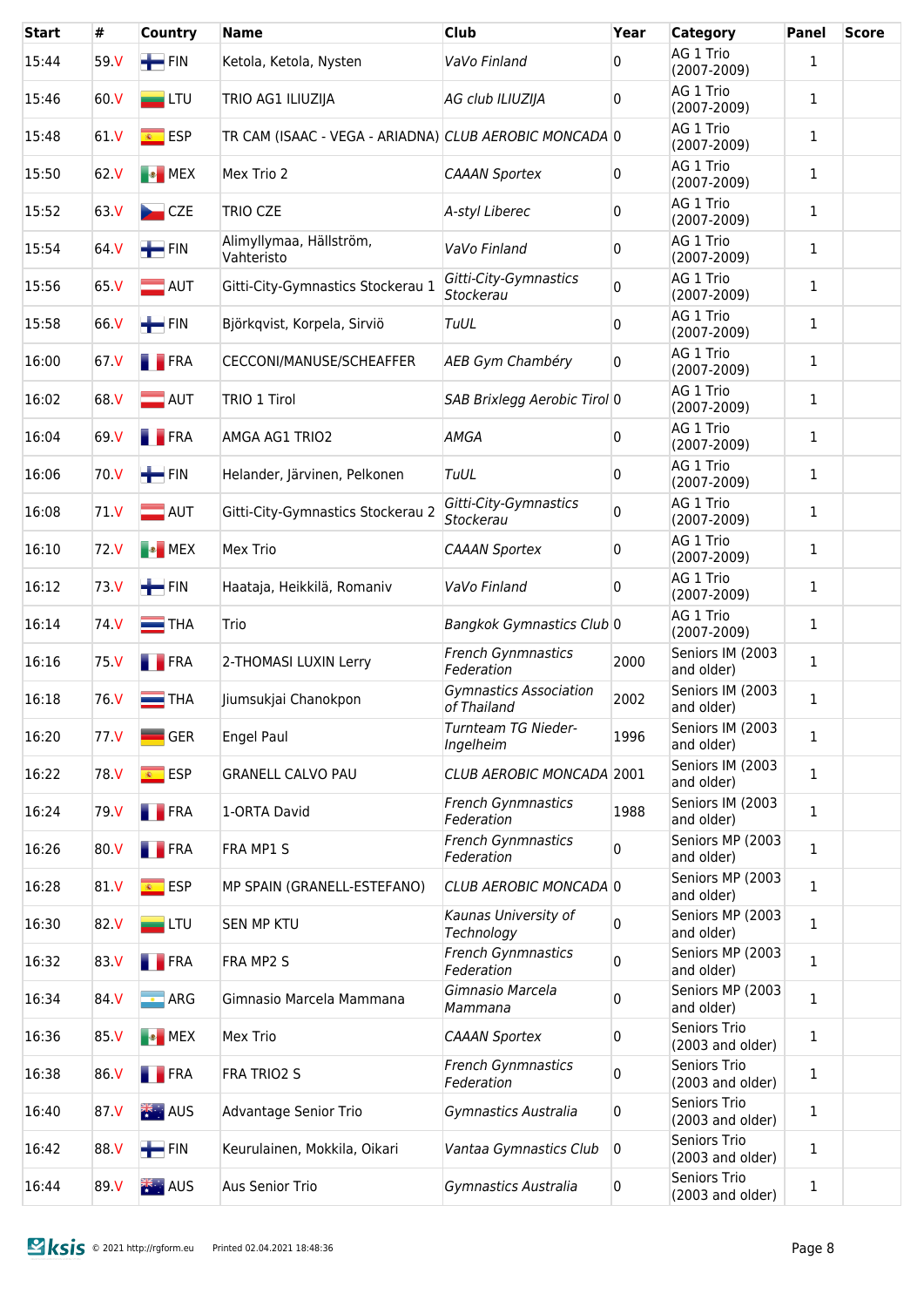| Start | # | Country | Name | Club | Year | Category | Panel | Score |
|---|---|---|---|---|---|---|---|---|
| 15:44 | 59.V | FIN | Ketola, Ketola, Nysten | *VaVo Finland* | 0 | AG 1 Trio (2007-2009) | 1 | |
| 15:46 | 60.V | LTU | TRIO AG1 ILIUZIJA | *AG club ILIUZIJA* | 0 | AG 1 Trio (2007-2009) | 1 | |
| 15:48 | 61.V | ESP | TR CAM (ISAAC - VEGA - ARIADNA) | *CLUB AEROBIC MONCADA* | 0 | AG 1 Trio (2007-2009) | 1 | |
| 15:50 | 62.V | MEX | Mex Trio 2 | *CAAAN Sportex* | 0 | AG 1 Trio (2007-2009) | 1 | |
| 15:52 | 63.V | CZE | TRIO CZE | *A-styl Liberec* | 0 | AG 1 Trio (2007-2009) | 1 | |
| 15:54 | 64.V | FIN | Alimyllymaa, Hällström, Vahteristo | *VaVo Finland* | 0 | AG 1 Trio (2007-2009) | 1 | |
| 15:56 | 65.V | AUT | Gitti-City-Gymnastics Stockerau 1 | *Gitti-City-Gymnastics Stockerau* | 0 | AG 1 Trio (2007-2009) | 1 | |
| 15:58 | 66.V | FIN | Björkqvist, Korpela, Sirviö | *TuUL* | 0 | AG 1 Trio (2007-2009) | 1 | |
| 16:00 | 67.V | FRA | CECCONI/MANUSE/SCHEAFFER | *AEB Gym Chambéry* | 0 | AG 1 Trio (2007-2009) | 1 | |
| 16:02 | 68.V | AUT | TRIO 1 Tirol | *SAB Brixlegg Aerobic Tirol* | 0 | AG 1 Trio (2007-2009) | 1 | |
| 16:04 | 69.V | FRA | AMGA AG1 TRIO2 | *AMGA* | 0 | AG 1 Trio (2007-2009) | 1 | |
| 16:06 | 70.V | FIN | Helander, Järvinen, Pelkonen | *TuUL* | 0 | AG 1 Trio (2007-2009) | 1 | |
| 16:08 | 71.V | AUT | Gitti-City-Gymnastics Stockerau 2 | *Gitti-City-Gymnastics Stockerau* | 0 | AG 1 Trio (2007-2009) | 1 | |
| 16:10 | 72.V | MEX | Mex Trio | *CAAAN Sportex* | 0 | AG 1 Trio (2007-2009) | 1 | |
| 16:12 | 73.V | FIN | Haataja, Heikkilä, Romaniv | *VaVo Finland* | 0 | AG 1 Trio (2007-2009) | 1 | |
| 16:14 | 74.V | THA | Trio | *Bangkok Gymnastics Club* | 0 | AG 1 Trio (2007-2009) | 1 | |
| 16:16 | 75.V | FRA | 2-THOMASI LUXIN Lerry | *French Gynmnastics Federation* | 2000 | Seniors IM (2003 and older) | 1 | |
| 16:18 | 76.V | THA | Jiumsukjai Chanokpon | *Gymnastics Association of Thailand* | 2002 | Seniors IM (2003 and older) | 1 | |
| 16:20 | 77.V | GER | Engel Paul | *Turnteam TG Nieder-Ingelheim* | 1996 | Seniors IM (2003 and older) | 1 | |
| 16:22 | 78.V | ESP | GRANELL CALVO PAU | *CLUB AEROBIC MONCADA* | 2001 | Seniors IM (2003 and older) | 1 | |
| 16:24 | 79.V | FRA | 1-ORTA David | *French Gynmnastics Federation* | 1988 | Seniors IM (2003 and older) | 1 | |
| 16:26 | 80.V | FRA | FRA MP1 S | *French Gynmnastics Federation* | 0 | Seniors MP (2003 and older) | 1 | |
| 16:28 | 81.V | ESP | MP SPAIN (GRANELL-ESTEFANO) | *CLUB AEROBIC MONCADA* | 0 | Seniors MP (2003 and older) | 1 | |
| 16:30 | 82.V | LTU | SEN MP KTU | *Kaunas University of Technology* | 0 | Seniors MP (2003 and older) | 1 | |
| 16:32 | 83.V | FRA | FRA MP2 S | *French Gynmnastics Federation* | 0 | Seniors MP (2003 and older) | 1 | |
| 16:34 | 84.V | ARG | Gimnasio Marcela Mammana | *Gimnasio Marcela Mammana* | 0 | Seniors MP (2003 and older) | 1 | |
| 16:36 | 85.V | MEX | Mex Trio | *CAAAN Sportex* | 0 | Seniors Trio (2003 and older) | 1 | |
| 16:38 | 86.V | FRA | FRA TRIO2 S | *French Gynmnastics Federation* | 0 | Seniors Trio (2003 and older) | 1 | |
| 16:40 | 87.V | AUS | Advantage Senior Trio | *Gymnastics Australia* | 0 | Seniors Trio (2003 and older) | 1 | |
| 16:42 | 88.V | FIN | Keurulainen, Mokkila, Oikari | *Vantaa Gymnastics Club* | 0 | Seniors Trio (2003 and older) | 1 | |
| 16:44 | 89.V | AUS | Aus Senior Trio | *Gymnastics Australia* | 0 | Seniors Trio (2003 and older) | 1 | |

© 2021 http://rgform.eu Printed 02.04.2021 18:48:36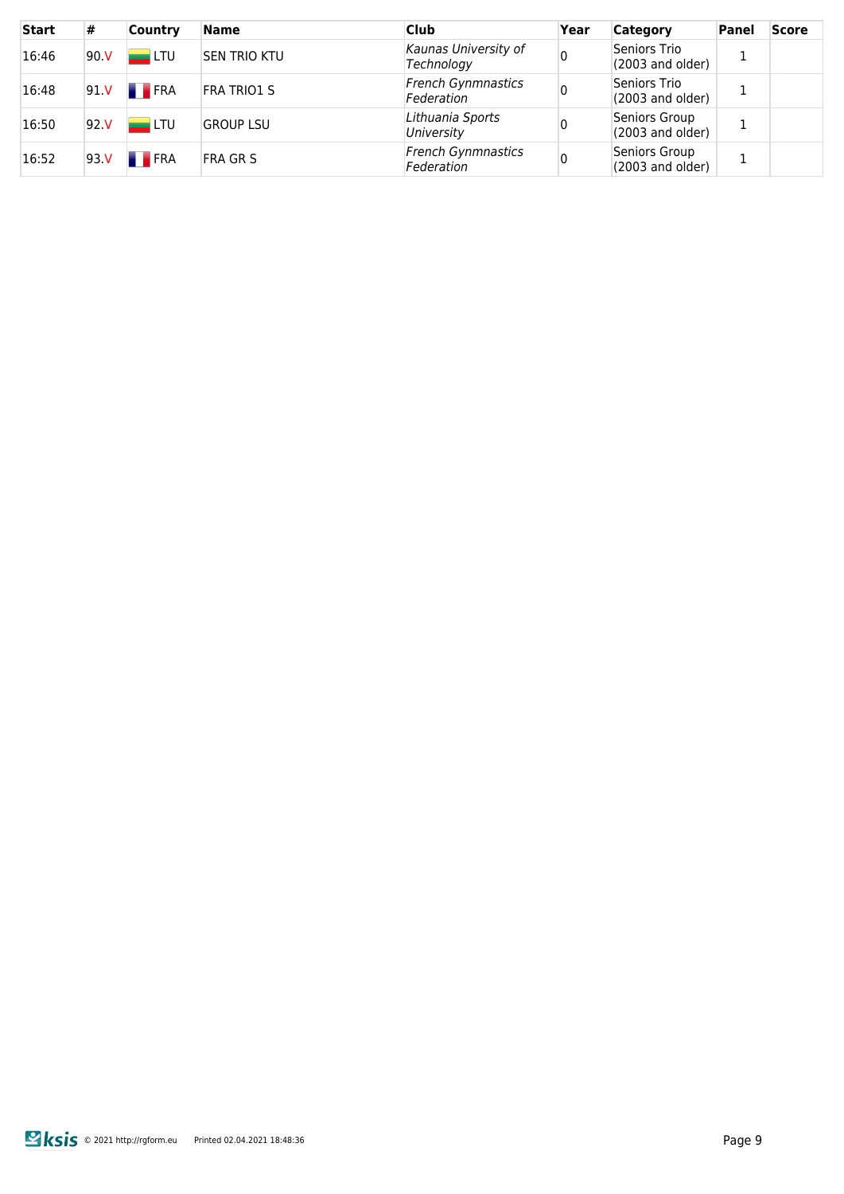| Start | # | Country | Name | Club | Year | Category | Panel | Score |
|---|---|---|---|---|---|---|---|---|
| 16:46 | 90.V | LTU | SEN TRIO KTU | *Kaunas University of Technology* | 0 | Seniors Trio (2003 and older) | 1 | |
| 16:48 | 91.V | FRA | FRA TRIO1 S | *French Gynmnastics Federation* | 0 | Seniors Trio (2003 and older) | 1 | |
| 16:50 | 92.V | LTU | GROUP LSU | *Lithuania Sports University* | 0 | Seniors Group (2003 and older) | 1 | |
| 16:52 | 93.V | FRA | FRA GR S | *French Gynmnastics Federation* | 0 | Seniors Group (2003 and older) | 1 | |

© 2021 http://rgform.eu Printed 02.04.2021 18:48:36